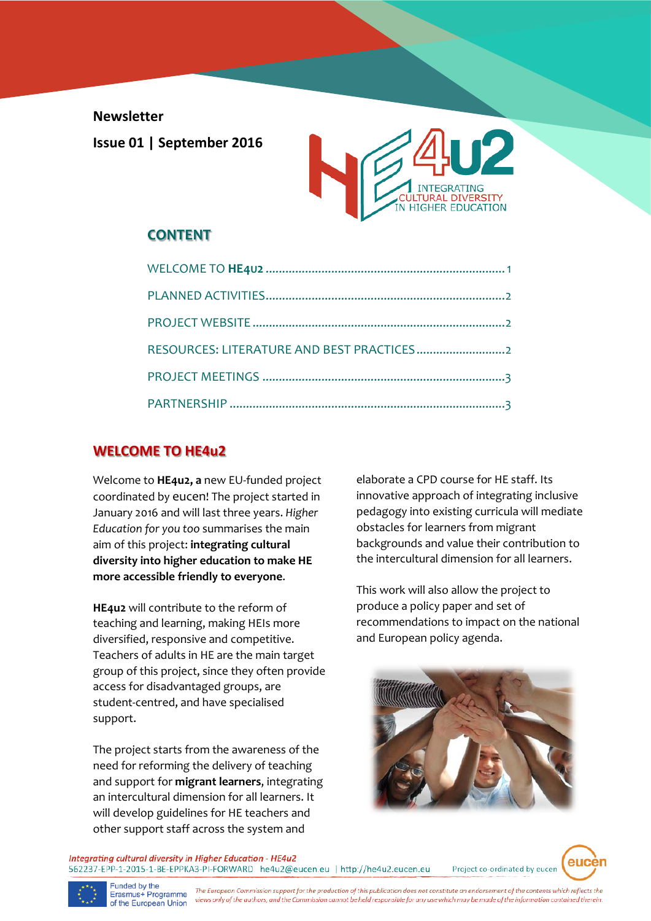Newsletter

Issue 01 | September 2016

HE4u2 INTEGRATING CULTURAL DIVERSITY IN HIGHER EDUCATION

## CONTENT

WELCOME TO **HE4U2** .......................................................................... 1

PLANNED ACTIVITIES.......................................................................... 2

PROJECT WEBSITE .............................................................................. 2

RESOURCES: LITERATURE AND BEST PRACTICES ........................... 2

PROJECT MEETINGS ........................................................................... 3

PARTNERSHIP ...................................................................................... 3

## WELCOME TO HE4u2

Welcome to **HE4u2, a** new EU-funded project coordinated by eucen! The project started in January 2016 and will last three years. *Higher Education for you too* summarises the main aim of this project: **integrating cultural diversity into higher education to make HE more accessible friendly to everyone**.

**HE4u2** will contribute to the reform of teaching and learning, making HEIs more diversified, responsive and competitive. Teachers of adults in HE are the main target group of this project, since they often provide access for disadvantaged groups, are student-centred, and have specialised support.

The project starts from the awareness of the need for reforming the delivery of teaching and support for **migrant learners**, integrating an intercultural dimension for all learners. It will develop guidelines for HE teachers and other support staff across the system and elaborate a CPD course for HE staff. Its innovative approach of integrating inclusive pedagogy into existing curricula will mediate obstacles for learners from migrant backgrounds and value their contribution to the intercultural dimension for all learners.

This work will also allow the project to produce a policy paper and set of recommendations to impact on the national and European policy agenda.

*Integrating cultural diversity in Higher Education - HE4u2*
562237-EPP-1-2015-1-BE-EPPKA3-PI-FORWARD he4u2@eucen.eu | http://he4u2.eucen.eu Project co-ordinated by eucen

Funded by the Erasmus+ Programme of the European Union

*The European Commission support for the production of this publication does not constitute an endorsement of the contents which reflects the views only of the authors, and the Commission cannot be held responsible for any use which may be made of the information contained therein.*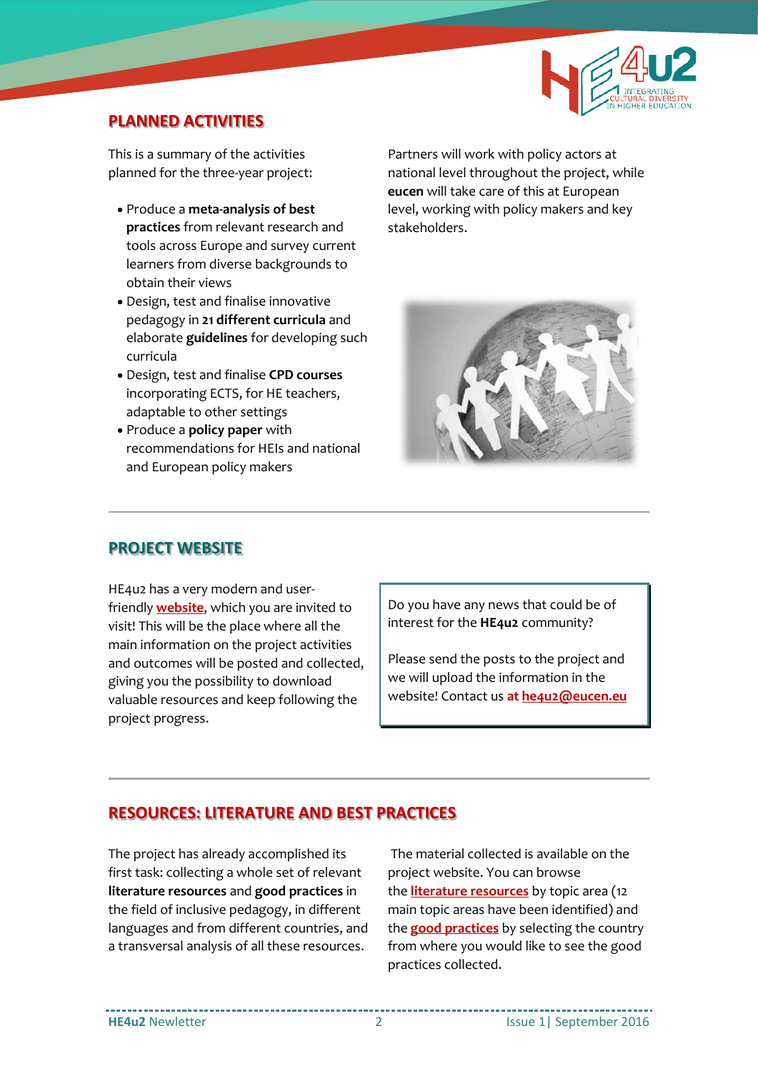## PLANNED ACTIVITIES

This is a summary of the activities planned for the three-year project:

- Produce a **meta-analysis of best practices** from relevant research and tools across Europe and survey current learners from diverse backgrounds to obtain their views
- Design, test and finalise innovative pedagogy in **21 different curricula** and elaborate **guidelines** for developing such curricula
- Design, test and finalise **CPD courses** incorporating ECTS, for HE teachers, adaptable to other settings
- Produce a **policy paper** with recommendations for HEIs and national and European policy makers

Partners will work with policy actors at national level throughout the project, while **eucen** will take care of this at European level, working with policy makers and key stakeholders.

## PROJECT WEBSITE

HE4u2 has a very modern and user-friendly **website**, which you are invited to visit! This will be the place where all the main information on the project activities and outcomes will be posted and collected, giving you the possibility to download valuable resources and keep following the project progress.

Do you have any news that could be of interest for the **HE4u2** community?

Please send the posts to the project and we will upload the information in the website! Contact us **at he4u2@eucen.eu**

## RESOURCES: LITERATURE AND BEST PRACTICES

The project has already accomplished its first task: collecting a whole set of relevant **literature resources** and **good practices** in the field of inclusive pedagogy, in different languages and from different countries, and a transversal analysis of all these resources.

The material collected is available on the project website. You can browse the **literature resources** by topic area (12 main topic areas have been identified) and the **good practices** by selecting the country from where you would like to see the good practices collected.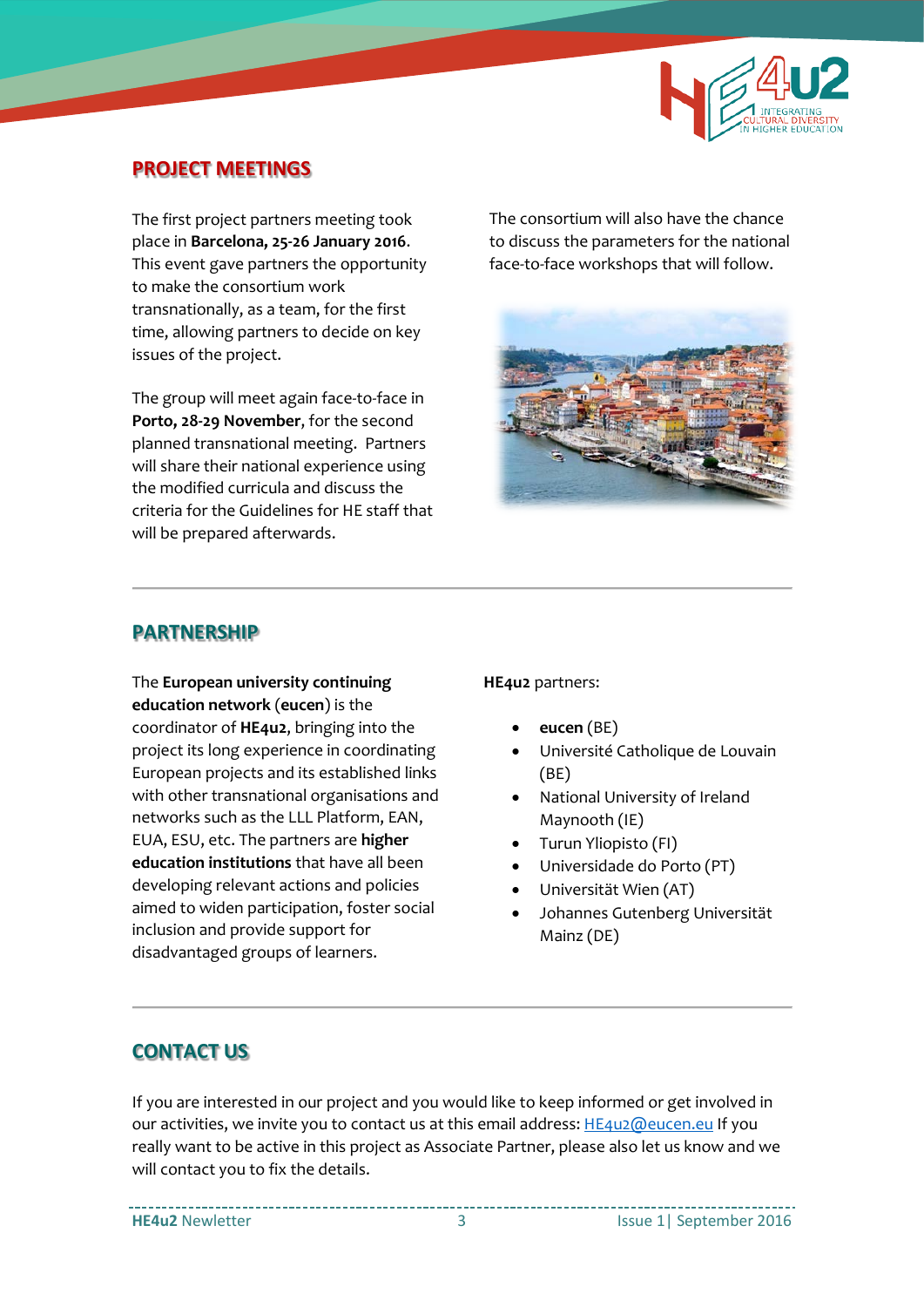## PROJECT MEETINGS

The first project partners meeting took place in **Barcelona, 25-26 January 2016**. This event gave partners the opportunity to make the consortium work transnationally, as a team, for the first time, allowing partners to decide on key issues of the project.

The group will meet again face-to-face in **Porto, 28-29 November**, for the second planned transnational meeting. Partners will share their national experience using the modified curricula and discuss the criteria for the Guidelines for HE staff that will be prepared afterwards.

The consortium will also have the chance to discuss the parameters for the national face-to-face workshops that will follow.

## PARTNERSHIP

The **European university continuing education network** (**eucen**) is the coordinator of **HE4u2**, bringing into the project its long experience in coordinating European projects and its established links with other transnational organisations and networks such as the LLL Platform, EAN, EUA, ESU, etc. The partners are **higher education institutions** that have all been developing relevant actions and policies aimed to widen participation, foster social inclusion and provide support for disadvantaged groups of learners.

**HE4u2** partners:

- **eucen** (BE)
- Université Catholique de Louvain (BE)
- National University of Ireland Maynooth (IE)
- Turun Yliopisto (FI)
- Universidade do Porto (PT)
- Universität Wien (AT)
- Johannes Gutenberg Universität Mainz (DE)

## CONTACT US

If you are interested in our project and you would like to keep informed or get involved in our activities, we invite you to contact us at this email address: HE4u2@eucen.eu If you really want to be active in this project as Associate Partner, please also let us know and we will contact you to fix the details.